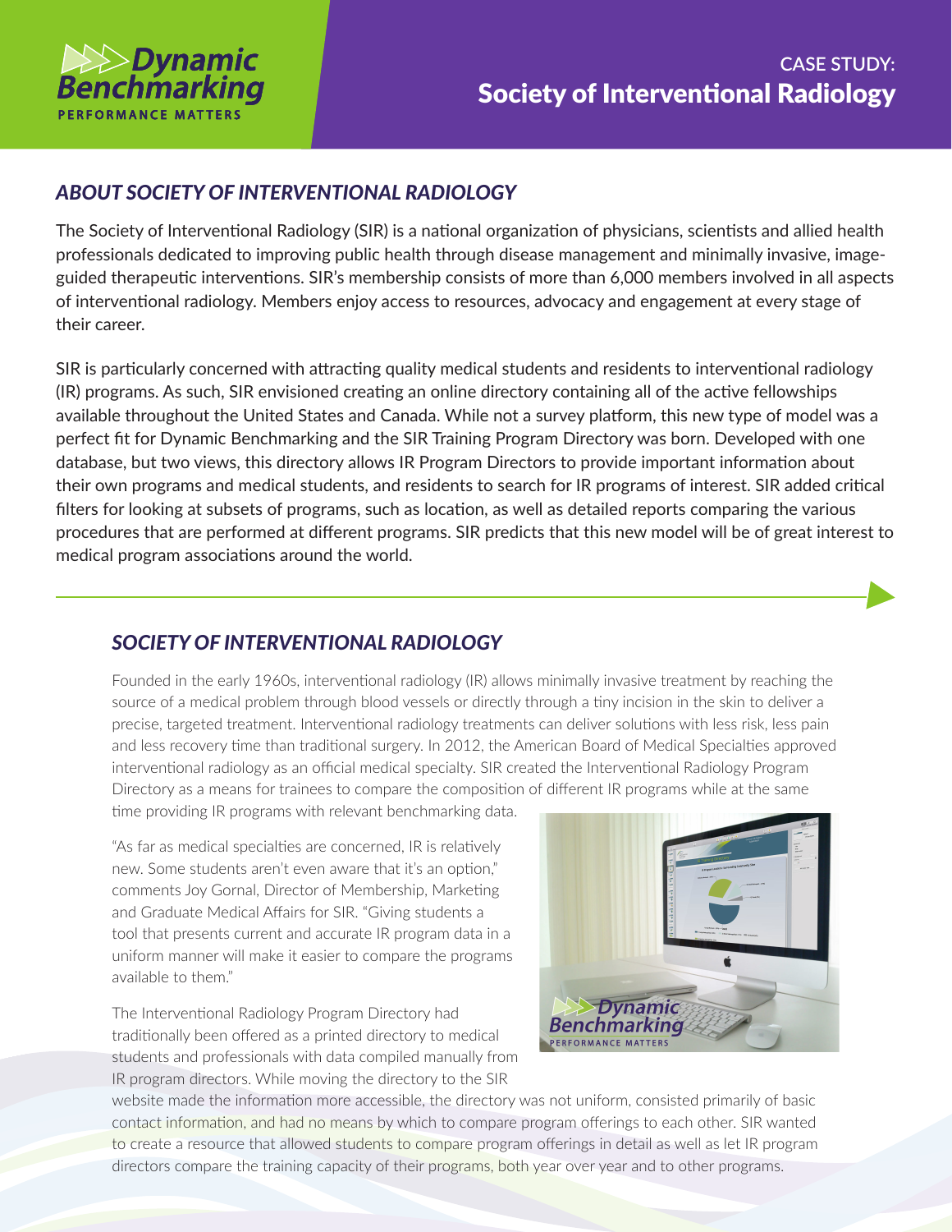Dynamic Benchmarking
PERFORMANCE MATTERS

# CASE STUDY: Society of Interventional Radiology

## *ABOUT SOCIETY OF INTERVENTIONAL RADIOLOGY*

The Society of Interventional Radiology (SIR) is a national organization of physicians, scientists and allied health professionals dedicated to improving public health through disease management and minimally invasive, image-guided therapeutic interventions. SIR's membership consists of more than 6,000 members involved in all aspects of interventional radiology. Members enjoy access to resources, advocacy and engagement at every stage of their career.

SIR is particularly concerned with attracting quality medical students and residents to interventional radiology (IR) programs. As such, SIR envisioned creating an online directory containing all of the active fellowships available throughout the United States and Canada. While not a survey platform, this new type of model was a perfect fit for Dynamic Benchmarking and the SIR Training Program Directory was born. Developed with one database, but two views, this directory allows IR Program Directors to provide important information about their own programs and medical students, and residents to search for IR programs of interest. SIR added critical filters for looking at subsets of programs, such as location, as well as detailed reports comparing the various procedures that are performed at different programs. SIR predicts that this new model will be of great interest to medical program associations around the world.

## *SOCIETY OF INTERVENTIONAL RADIOLOGY*

Founded in the early 1960s, interventional radiology (IR) allows minimally invasive treatment by reaching the source of a medical problem through blood vessels or directly through a tiny incision in the skin to deliver a precise, targeted treatment. Interventional radiology treatments can deliver solutions with less risk, less pain and less recovery time than traditional surgery. In 2012, the American Board of Medical Specialties approved interventional radiology as an official medical specialty. SIR created the Interventional Radiology Program Directory as a means for trainees to compare the composition of different IR programs while at the same time providing IR programs with relevant benchmarking data.

"As far as medical specialties are concerned, IR is relatively new. Some students aren't even aware that it's an option," comments Joy Gornal, Director of Membership, Marketing and Graduate Medical Affairs for SIR. "Giving students a tool that presents current and accurate IR program data in a uniform manner will make it easier to compare the programs available to them."

The Interventional Radiology Program Directory had traditionally been offered as a printed directory to medical students and professionals with data compiled manually from IR program directors. While moving the directory to the SIR website made the information more accessible, the directory was not uniform, consisted primarily of basic contact information, and had no means by which to compare program offerings to each other. SIR wanted to create a resource that allowed students to compare program offerings in detail as well as let IR program directors compare the training capacity of their programs, both year over year and to other programs.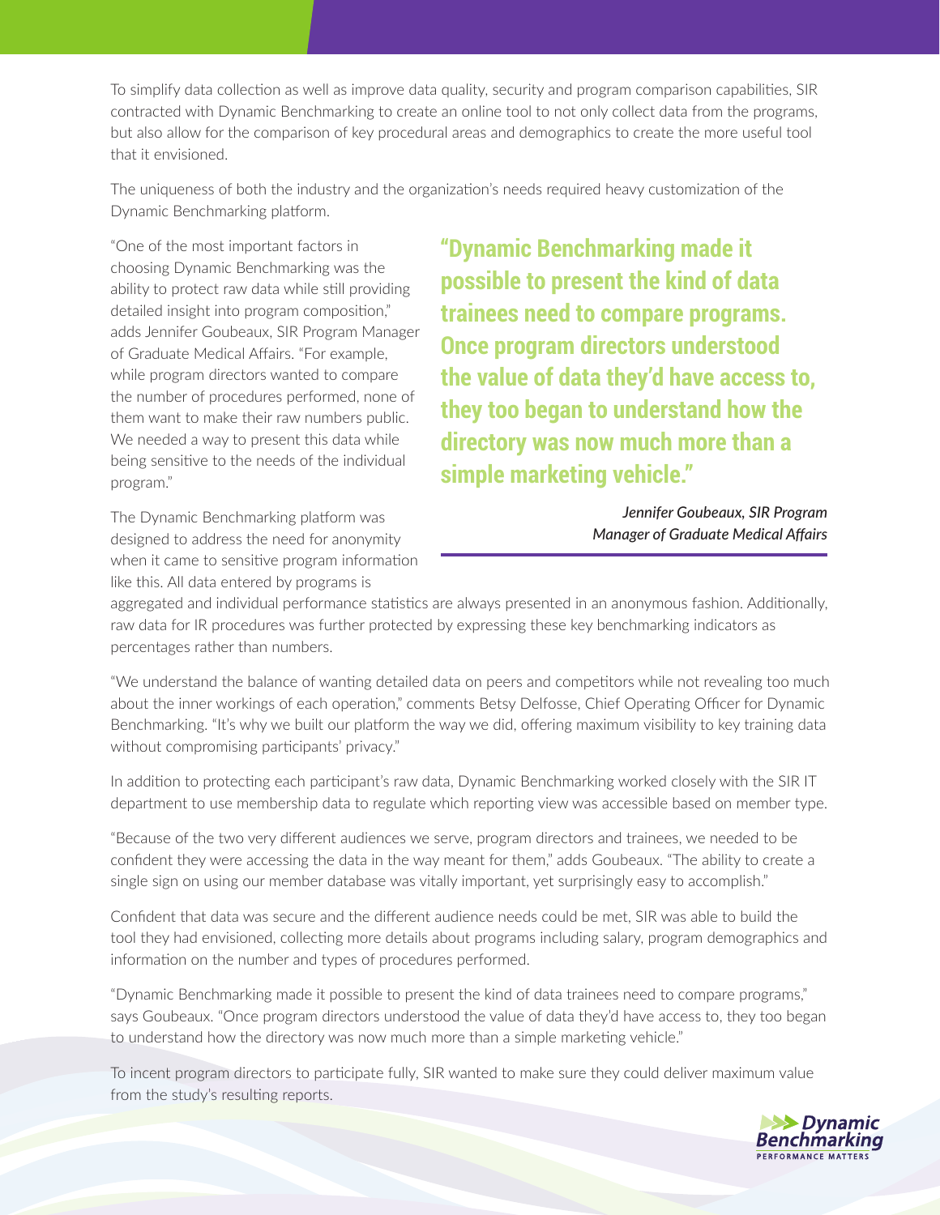To simplify data collection as well as improve data quality, security and program comparison capabilities, SIR contracted with Dynamic Benchmarking to create an online tool to not only collect data from the programs, but also allow for the comparison of key procedural areas and demographics to create the more useful tool that it envisioned.

The uniqueness of both the industry and the organization's needs required heavy customization of the Dynamic Benchmarking platform.

"One of the most important factors in choosing Dynamic Benchmarking was the ability to protect raw data while still providing detailed insight into program composition," adds Jennifer Goubeaux, SIR Program Manager of Graduate Medical Affairs. "For example, while program directors wanted to compare the number of procedures performed, none of them want to make their raw numbers public. We needed a way to present this data while being sensitive to the needs of the individual program."

> **"Dynamic Benchmarking made it possible to present the kind of data trainees need to compare programs. Once program directors understood the value of data they'd have access to, they too began to understand how the directory was now much more than a simple marketing vehicle."**
>
> *Jennifer Goubeaux, SIR Program Manager of Graduate Medical Affairs*

The Dynamic Benchmarking platform was designed to address the need for anonymity when it came to sensitive program information like this. All data entered by programs is aggregated and individual performance statistics are always presented in an anonymous fashion. Additionally, raw data for IR procedures was further protected by expressing these key benchmarking indicators as percentages rather than numbers.

"We understand the balance of wanting detailed data on peers and competitors while not revealing too much about the inner workings of each operation," comments Betsy Delfosse, Chief Operating Officer for Dynamic Benchmarking. "It's why we built our platform the way we did, offering maximum visibility to key training data without compromising participants' privacy."

In addition to protecting each participant's raw data, Dynamic Benchmarking worked closely with the SIR IT department to use membership data to regulate which reporting view was accessible based on member type.

"Because of the two very different audiences we serve, program directors and trainees, we needed to be confident they were accessing the data in the way meant for them," adds Goubeaux. "The ability to create a single sign on using our member database was vitally important, yet surprisingly easy to accomplish."

Confident that data was secure and the different audience needs could be met, SIR was able to build the tool they had envisioned, collecting more details about programs including salary, program demographics and information on the number and types of procedures performed.

"Dynamic Benchmarking made it possible to present the kind of data trainees need to compare programs," says Goubeaux. "Once program directors understood the value of data they'd have access to, they too began to understand how the directory was now much more than a simple marketing vehicle."

To incent program directors to participate fully, SIR wanted to make sure they could deliver maximum value from the study's resulting reports.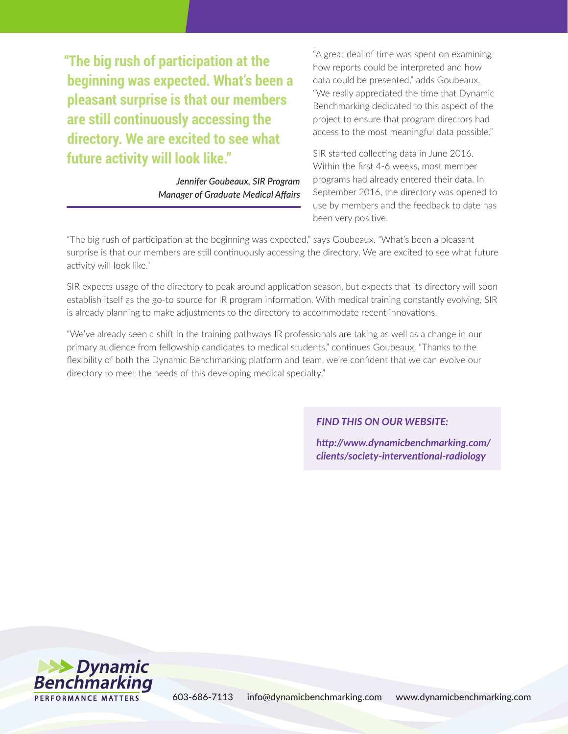> **"The big rush of participation at the beginning was expected. What's been a pleasant surprise is that our members are still continuously accessing the directory. We are excited to see what future activity will look like."**
>
> *Jennifer Goubeaux, SIR Program Manager of Graduate Medical Affairs*

"A great deal of time was spent on examining how reports could be interpreted and how data could be presented," adds Goubeaux. "We really appreciated the time that Dynamic Benchmarking dedicated to this aspect of the project to ensure that program directors had access to the most meaningful data possible."

SIR started collecting data in June 2016. Within the first 4-6 weeks, most member programs had already entered their data. In September 2016, the directory was opened to use by members and the feedback to date has been very positive.

"The big rush of participation at the beginning was expected," says Goubeaux. "What's been a pleasant surprise is that our members are still continuously accessing the directory. We are excited to see what future activity will look like."

SIR expects usage of the directory to peak around application season, but expects that its directory will soon establish itself as the go-to source for IR program information. With medical training constantly evolving, SIR is already planning to make adjustments to the directory to accommodate recent innovations.

"We've already seen a shift in the training pathways IR professionals are taking as well as a change in our primary audience from fellowship candidates to medical students," continues Goubeaux. "Thanks to the flexibility of both the Dynamic Benchmarking platform and team, we're confident that we can evolve our directory to meet the needs of this developing medical specialty."

***FIND THIS ON OUR WEBSITE:***

***http://www.dynamicbenchmarking.com/clients/society-interventional-radiology***

Dynamic Benchmarking
PERFORMANCE MATTERS

603-686-7113 info@dynamicbenchmarking.com www.dynamicbenchmarking.com